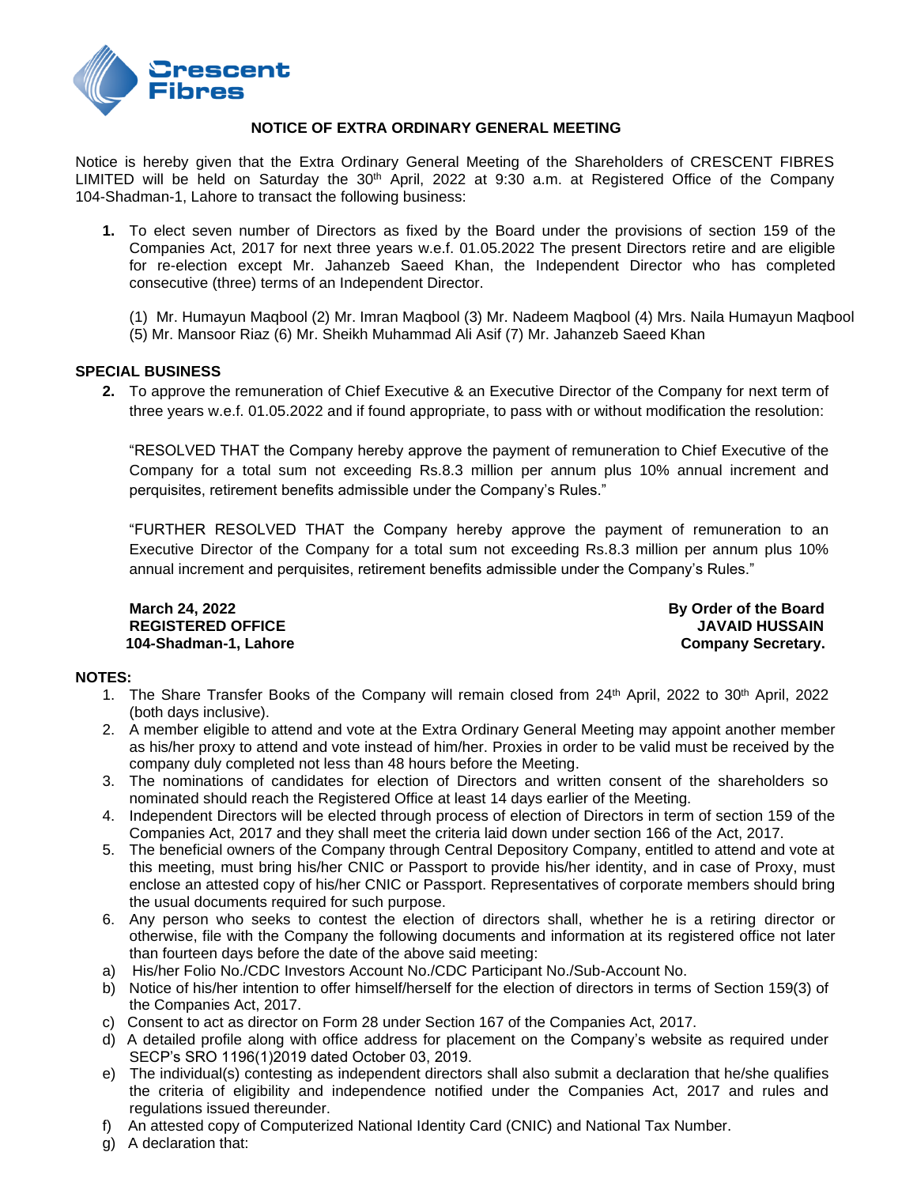Crescent Fibres

## NOTICE OF EXTRA ORDINARY GENERAL MEETING

Notice is hereby given that the Extra Ordinary General Meeting of the Shareholders of CRESCENT FIBRES LIMITED will be held on Saturday the 30th April, 2022 at 9:30 a.m. at Registered Office of the Company 104-Shadman-1, Lahore to transact the following business:

1. To elect seven number of Directors as fixed by the Board under the provisions of section 159 of the Companies Act, 2017 for next three years w.e.f. 01.05.2022 The present Directors retire and are eligible for re-election except Mr. Jahanzeb Saeed Khan, the Independent Director who has completed consecutive (three) terms of an Independent Director.

   (1) Mr. Humayun Maqbool (2) Mr. Imran Maqbool (3) Mr. Nadeem Maqbool (4) Mrs. Naila Humayun Maqbool (5) Mr. Mansoor Riaz (6) Mr. Sheikh Muhammad Ali Asif (7) Mr. Jahanzeb Saeed Khan

**SPECIAL BUSINESS**

2. To approve the remuneration of Chief Executive & an Executive Director of the Company for next term of three years w.e.f. 01.05.2022 and if found appropriate, to pass with or without modification the resolution:

   "RESOLVED THAT the Company hereby approve the payment of remuneration to Chief Executive of the Company for a total sum not exceeding Rs.8.3 million per annum plus 10% annual increment and perquisites, retirement benefits admissible under the Company's Rules."

   "FURTHER RESOLVED THAT the Company hereby approve the payment of remuneration to an Executive Director of the Company for a total sum not exceeding Rs.8.3 million per annum plus 10% annual increment and perquisites, retirement benefits admissible under the Company's Rules."

**March 24, 2022**
**REGISTERED OFFICE**
**104-Shadman-1, Lahore**

**By Order of the Board**
**JAVAID HUSSAIN**
**Company Secretary.**

**NOTES:**

1. The Share Transfer Books of the Company will remain closed from 24th April, 2022 to 30th April, 2022 (both days inclusive).
2. A member eligible to attend and vote at the Extra Ordinary General Meeting may appoint another member as his/her proxy to attend and vote instead of him/her. Proxies in order to be valid must be received by the company duly completed not less than 48 hours before the Meeting.
3. The nominations of candidates for election of Directors and written consent of the shareholders so nominated should reach the Registered Office at least 14 days earlier of the Meeting.
4. Independent Directors will be elected through process of election of Directors in term of section 159 of the Companies Act, 2017 and they shall meet the criteria laid down under section 166 of the Act, 2017.
5. The beneficial owners of the Company through Central Depository Company, entitled to attend and vote at this meeting, must bring his/her CNIC or Passport to provide his/her identity, and in case of Proxy, must enclose an attested copy of his/her CNIC or Passport. Representatives of corporate members should bring the usual documents required for such purpose.
6. Any person who seeks to contest the election of directors shall, whether he is a retiring director or otherwise, file with the Company the following documents and information at its registered office not later than fourteen days before the date of the above said meeting:

a) His/her Folio No./CDC Investors Account No./CDC Participant No./Sub-Account No.
b) Notice of his/her intention to offer himself/herself for the election of directors in terms of Section 159(3) of the Companies Act, 2017.
c) Consent to act as director on Form 28 under Section 167 of the Companies Act, 2017.
d) A detailed profile along with office address for placement on the Company's website as required under SECP's SRO 1196(1)2019 dated October 03, 2019.
e) The individual(s) contesting as independent directors shall also submit a declaration that he/she qualifies the criteria of eligibility and independence notified under the Companies Act, 2017 and rules and regulations issued thereunder.
f) An attested copy of Computerized National Identity Card (CNIC) and National Tax Number.
g) A declaration that: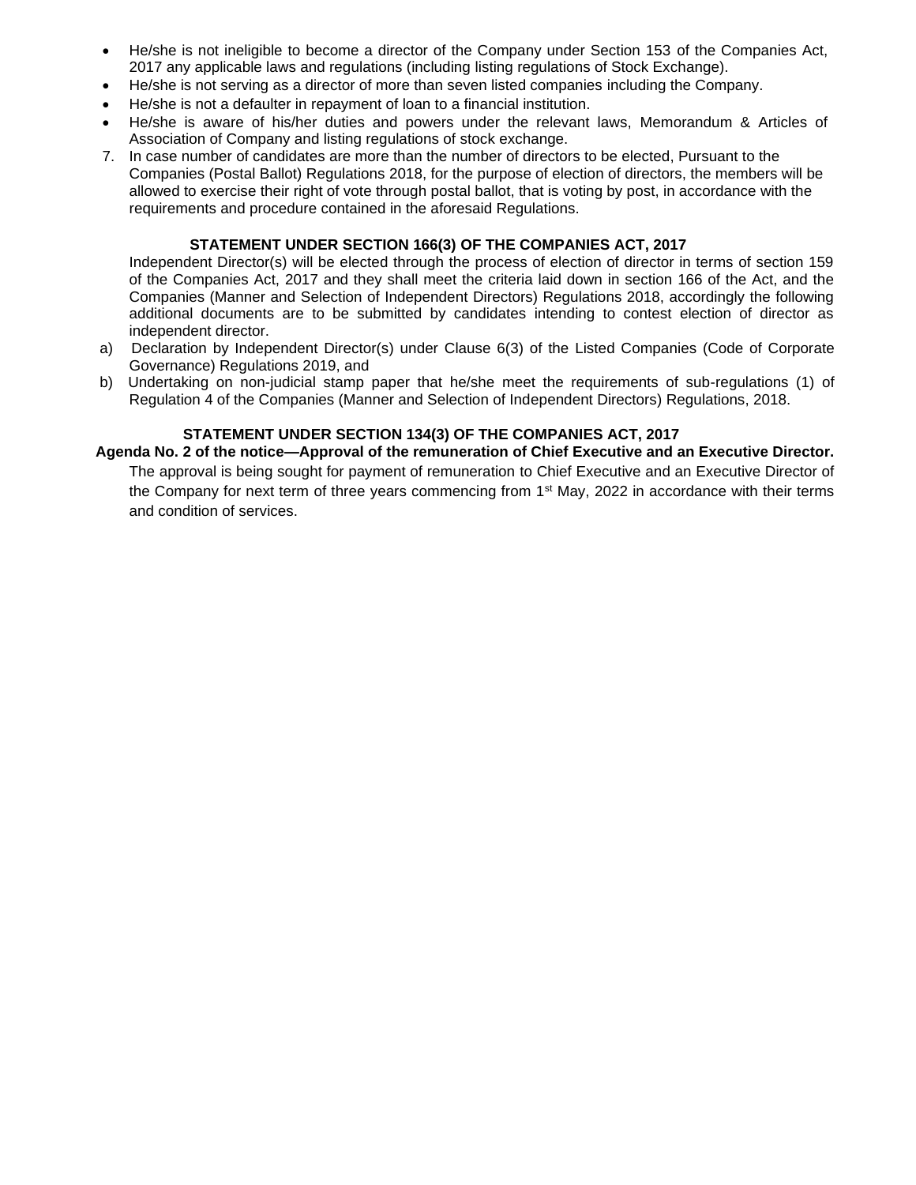- He/she is not ineligible to become a director of the Company under Section 153 of the Companies Act, 2017 any applicable laws and regulations (including listing regulations of Stock Exchange).
- He/she is not serving as a director of more than seven listed companies including the Company.
- He/she is not a defaulter in repayment of loan to a financial institution.
- He/she is aware of his/her duties and powers under the relevant laws, Memorandum & Articles of Association of Company and listing regulations of stock exchange.

7. In case number of candidates are more than the number of directors to be elected, Pursuant to the Companies (Postal Ballot) Regulations 2018, for the purpose of election of directors, the members will be allowed to exercise their right of vote through postal ballot, that is voting by post, in accordance with the requirements and procedure contained in the aforesaid Regulations.

**STATEMENT UNDER SECTION 166(3) OF THE COMPANIES ACT, 2017**

Independent Director(s) will be elected through the process of election of director in terms of section 159 of the Companies Act, 2017 and they shall meet the criteria laid down in section 166 of the Act, and the Companies (Manner and Selection of Independent Directors) Regulations 2018, accordingly the following additional documents are to be submitted by candidates intending to contest election of director as independent director.

a) Declaration by Independent Director(s) under Clause 6(3) of the Listed Companies (Code of Corporate Governance) Regulations 2019, and

b) Undertaking on non-judicial stamp paper that he/she meet the requirements of sub-regulations (1) of Regulation 4 of the Companies (Manner and Selection of Independent Directors) Regulations, 2018.

**STATEMENT UNDER SECTION 134(3) OF THE COMPANIES ACT, 2017**

**Agenda No. 2 of the notice—Approval of the remuneration of Chief Executive and an Executive Director.**

The approval is being sought for payment of remuneration to Chief Executive and an Executive Director of the Company for next term of three years commencing from 1st May, 2022 in accordance with their terms and condition of services.